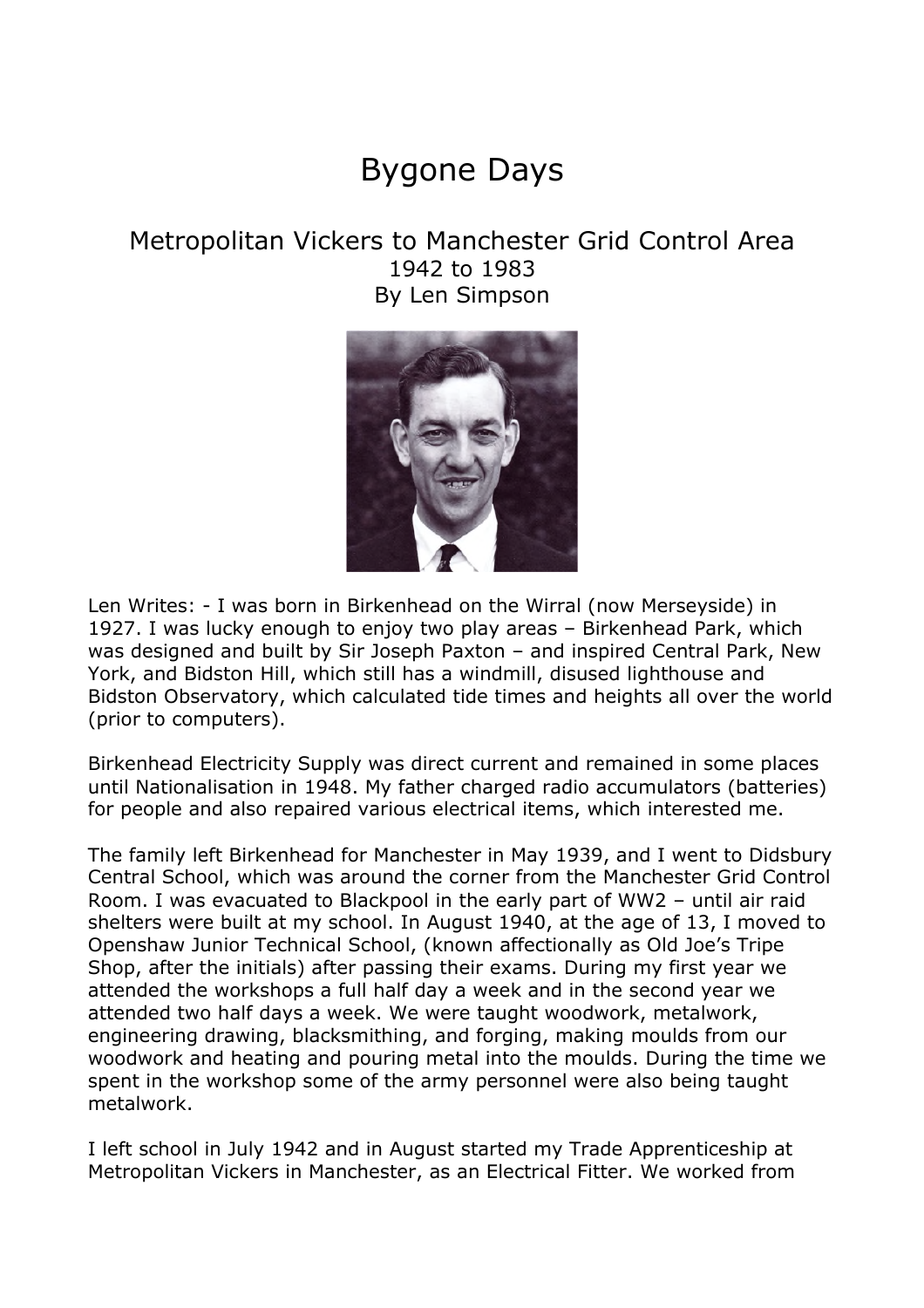# Bygone Days

## Metropolitan Vickers to Manchester Grid Control Area

1942 to 1983

By Len Simpson

Len Writes: - I was born in Birkenhead on the Wirral (now Merseyside) in 1927. I was lucky enough to enjoy two play areas – Birkenhead Park, which was designed and built by Sir Joseph Paxton – and inspired Central Park, New York, and Bidston Hill, which still has a windmill, disused lighthouse and Bidston Observatory, which calculated tide times and heights all over the world (prior to computers).

Birkenhead Electricity Supply was direct current and remained in some places until Nationalisation in 1948. My father charged radio accumulators (batteries) for people and also repaired various electrical items, which interested me.

The family left Birkenhead for Manchester in May 1939, and I went to Didsbury Central School, which was around the corner from the Manchester Grid Control Room. I was evacuated to Blackpool in the early part of WW2 – until air raid shelters were built at my school. In August 1940, at the age of 13, I moved to Openshaw Junior Technical School, (known affectionally as Old Joe's Tripe Shop, after the initials) after passing their exams. During my first year we attended the workshops a full half day a week and in the second year we attended two half days a week. We were taught woodwork, metalwork, engineering drawing, blacksmithing, and forging, making moulds from our woodwork and heating and pouring metal into the moulds. During the time we spent in the workshop some of the army personnel were also being taught metalwork.

I left school in July 1942 and in August started my Trade Apprenticeship at Metropolitan Vickers in Manchester, as an Electrical Fitter. We worked from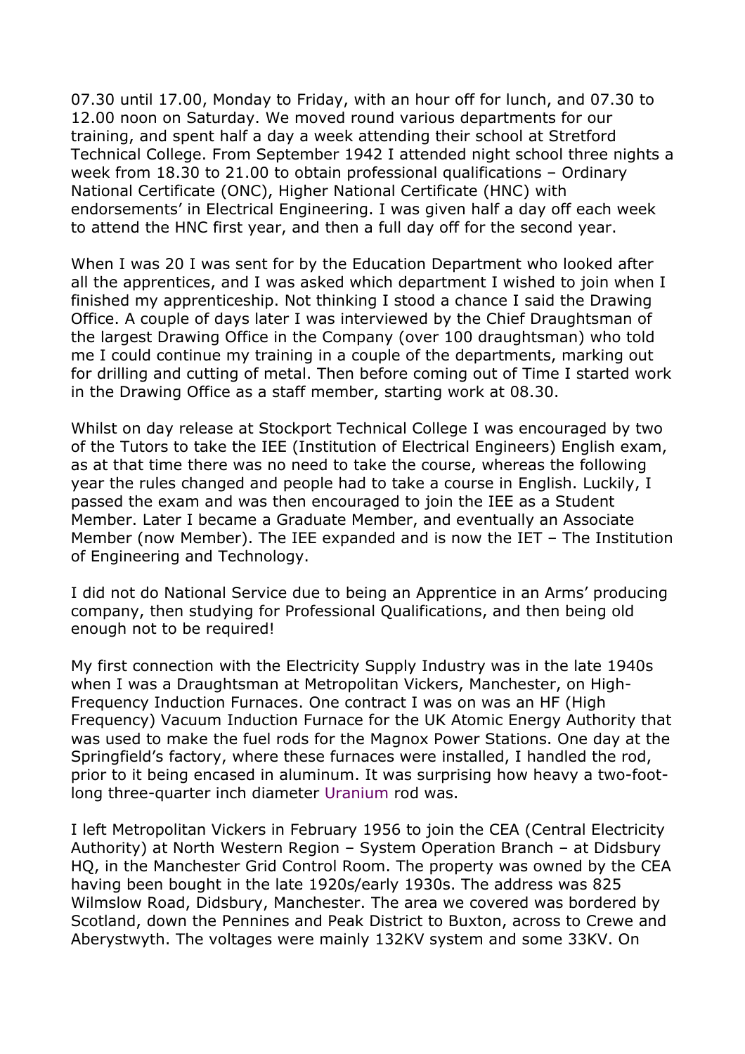07.30 until 17.00, Monday to Friday, with an hour off for lunch, and 07.30 to 12.00 noon on Saturday. We moved round various departments for our training, and spent half a day a week attending their school at Stretford Technical College. From September 1942 I attended night school three nights a week from 18.30 to 21.00 to obtain professional qualifications – Ordinary National Certificate (ONC), Higher National Certificate (HNC) with endorsements' in Electrical Engineering. I was given half a day off each week to attend the HNC first year, and then a full day off for the second year.

When I was 20 I was sent for by the Education Department who looked after all the apprentices, and I was asked which department I wished to join when I finished my apprenticeship. Not thinking I stood a chance I said the Drawing Office. A couple of days later I was interviewed by the Chief Draughtsman of the largest Drawing Office in the Company (over 100 draughtsman) who told me I could continue my training in a couple of the departments, marking out for drilling and cutting of metal. Then before coming out of Time I started work in the Drawing Office as a staff member, starting work at 08.30.

Whilst on day release at Stockport Technical College I was encouraged by two of the Tutors to take the IEE (Institution of Electrical Engineers) English exam, as at that time there was no need to take the course, whereas the following year the rules changed and people had to take a course in English. Luckily, I passed the exam and was then encouraged to join the IEE as a Student Member. Later I became a Graduate Member, and eventually an Associate Member (now Member). The IEE expanded and is now the IET – The Institution of Engineering and Technology.

I did not do National Service due to being an Apprentice in an Arms' producing company, then studying for Professional Qualifications, and then being old enough not to be required!

My first connection with the Electricity Supply Industry was in the late 1940s when I was a Draughtsman at Metropolitan Vickers, Manchester, on High-Frequency Induction Furnaces. One contract I was on was an HF (High Frequency) Vacuum Induction Furnace for the UK Atomic Energy Authority that was used to make the fuel rods for the Magnox Power Stations. One day at the Springfield's factory, where these furnaces were installed, I handled the rod, prior to it being encased in aluminum. It was surprising how heavy a two-foot-long three-quarter inch diameter Uranium rod was.

I left Metropolitan Vickers in February 1956 to join the CEA (Central Electricity Authority) at North Western Region – System Operation Branch – at Didsbury HQ, in the Manchester Grid Control Room. The property was owned by the CEA having been bought in the late 1920s/early 1930s. The address was 825 Wilmslow Road, Didsbury, Manchester. The area we covered was bordered by Scotland, down the Pennines and Peak District to Buxton, across to Crewe and Aberystwyth. The voltages were mainly 132KV system and some 33KV. On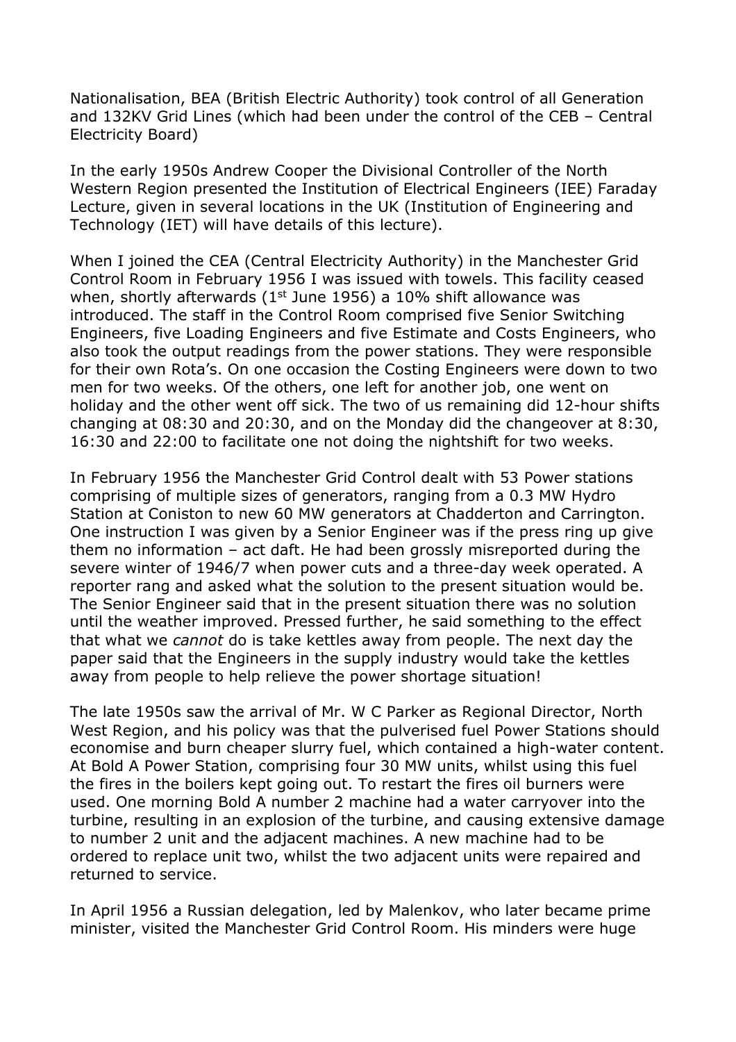Nationalisation, BEA (British Electric Authority) took control of all Generation and 132KV Grid Lines (which had been under the control of the CEB – Central Electricity Board)

In the early 1950s Andrew Cooper the Divisional Controller of the North Western Region presented the Institution of Electrical Engineers (IEE) Faraday Lecture, given in several locations in the UK (Institution of Engineering and Technology (IET) will have details of this lecture).

When I joined the CEA (Central Electricity Authority) in the Manchester Grid Control Room in February 1956 I was issued with towels. This facility ceased when, shortly afterwards (1st June 1956) a 10% shift allowance was introduced. The staff in the Control Room comprised five Senior Switching Engineers, five Loading Engineers and five Estimate and Costs Engineers, who also took the output readings from the power stations. They were responsible for their own Rota's. On one occasion the Costing Engineers were down to two men for two weeks. Of the others, one left for another job, one went on holiday and the other went off sick. The two of us remaining did 12-hour shifts changing at 08:30 and 20:30, and on the Monday did the changeover at 8:30, 16:30 and 22:00 to facilitate one not doing the nightshift for two weeks.

In February 1956 the Manchester Grid Control dealt with 53 Power stations comprising of multiple sizes of generators, ranging from a 0.3 MW Hydro Station at Coniston to new 60 MW generators at Chadderton and Carrington. One instruction I was given by a Senior Engineer was if the press ring up give them no information – act daft. He had been grossly misreported during the severe winter of 1946/7 when power cuts and a three-day week operated. A reporter rang and asked what the solution to the present situation would be. The Senior Engineer said that in the present situation there was no solution until the weather improved. Pressed further, he said something to the effect that what we *cannot* do is take kettles away from people. The next day the paper said that the Engineers in the supply industry would take the kettles away from people to help relieve the power shortage situation!

The late 1950s saw the arrival of Mr. W C Parker as Regional Director, North West Region, and his policy was that the pulverised fuel Power Stations should economise and burn cheaper slurry fuel, which contained a high-water content. At Bold A Power Station, comprising four 30 MW units, whilst using this fuel the fires in the boilers kept going out. To restart the fires oil burners were used. One morning Bold A number 2 machine had a water carryover into the turbine, resulting in an explosion of the turbine, and causing extensive damage to number 2 unit and the adjacent machines. A new machine had to be ordered to replace unit two, whilst the two adjacent units were repaired and returned to service.

In April 1956 a Russian delegation, led by Malenkov, who later became prime minister, visited the Manchester Grid Control Room. His minders were huge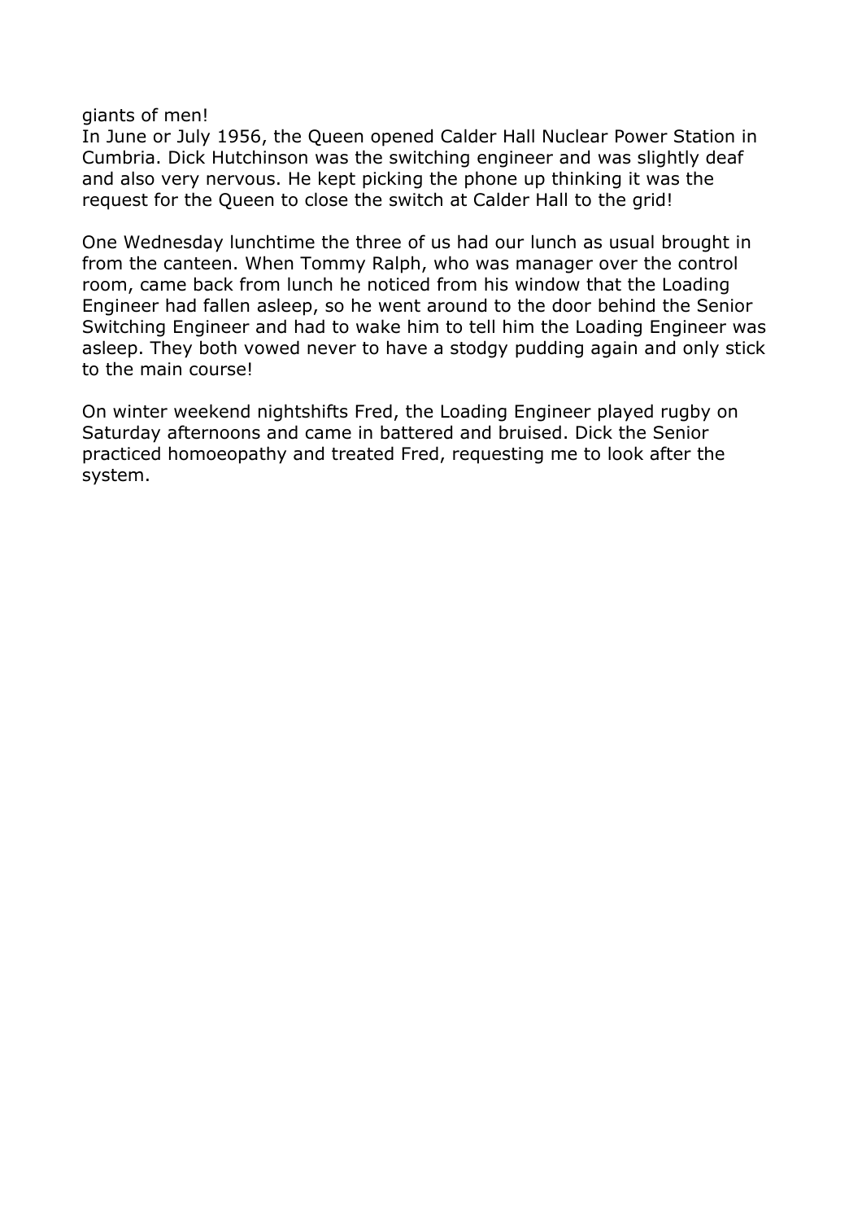giants of men!
In June or July 1956, the Queen opened Calder Hall Nuclear Power Station in Cumbria. Dick Hutchinson was the switching engineer and was slightly deaf and also very nervous. He kept picking the phone up thinking it was the request for the Queen to close the switch at Calder Hall to the grid!

One Wednesday lunchtime the three of us had our lunch as usual brought in from the canteen. When Tommy Ralph, who was manager over the control room, came back from lunch he noticed from his window that the Loading Engineer had fallen asleep, so he went around to the door behind the Senior Switching Engineer and had to wake him to tell him the Loading Engineer was asleep. They both vowed never to have a stodgy pudding again and only stick to the main course!

On winter weekend nightshifts Fred, the Loading Engineer played rugby on Saturday afternoons and came in battered and bruised. Dick the Senior practiced homoeopathy and treated Fred, requesting me to look after the system.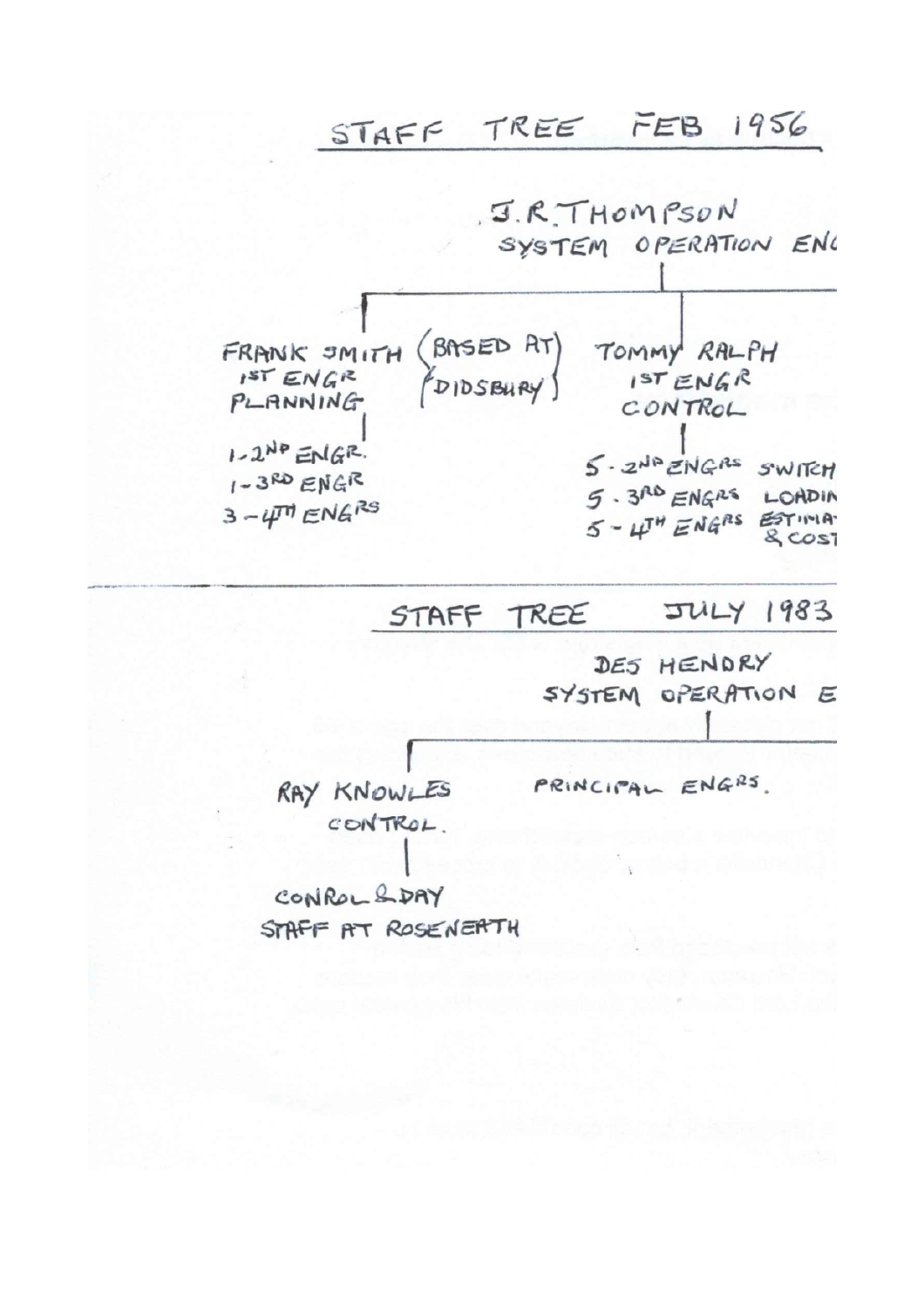## STAFF TREE FEB 1956

J.R. THOMPSON
SYSTEM OPERATION ENG

FRANK SMITH (BASED AT DIDSBURY)
1ST ENGR
PLANNING

- 1 - 2ND ENGR.
- 1 - 3RD ENGR
- 3 - 4TH ENGRS

TOMMY RALPH
1ST ENGR
CONTROL

- 5 - 2ND ENGRS SWITCH
- 5 - 3RD ENGRS LOADIN
- 5 - 4TH ENGRS ESTIMA & COST

---

## STAFF TREE JULY 1983

DES HENDRY
SYSTEM OPERATION E

RAY KNOWLES
CONTROL.

CONROL & DAY
STAFF AT ROSENEATH

PRINCIPAL ENGRS.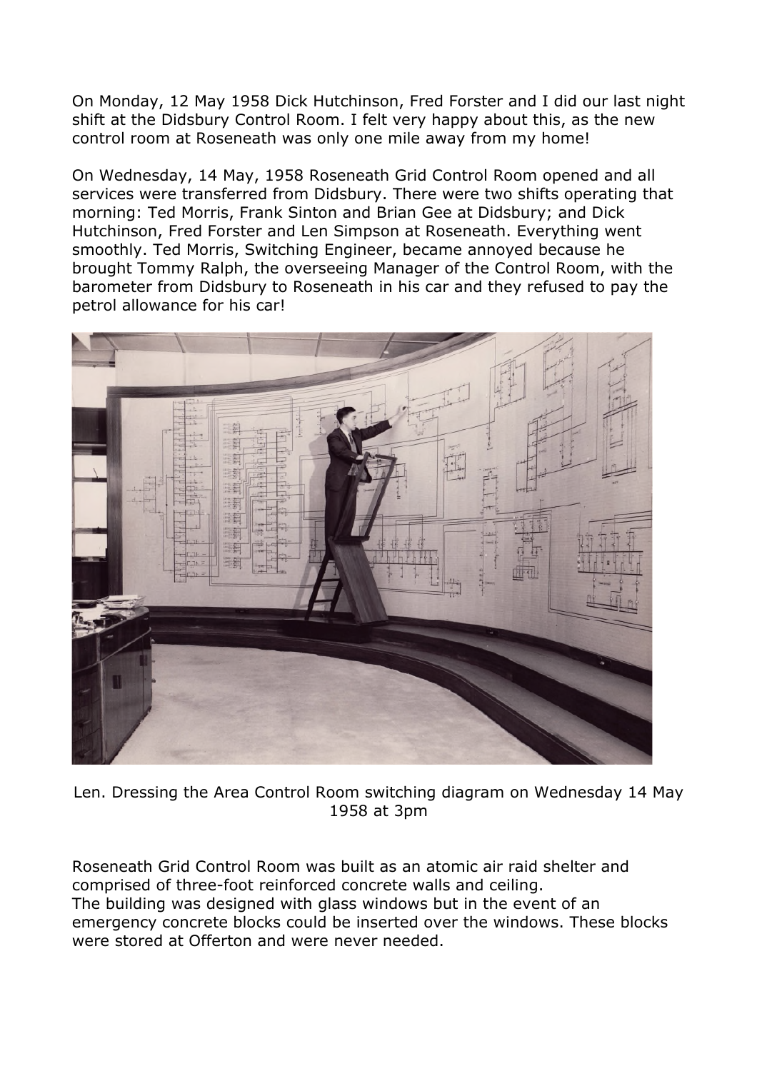On Monday, 12 May 1958 Dick Hutchinson, Fred Forster and I did our last night shift at the Didsbury Control Room. I felt very happy about this, as the new control room at Roseneath was only one mile away from my home!

On Wednesday, 14 May, 1958 Roseneath Grid Control Room opened and all services were transferred from Didsbury. There were two shifts operating that morning: Ted Morris, Frank Sinton and Brian Gee at Didsbury; and Dick Hutchinson, Fred Forster and Len Simpson at Roseneath. Everything went smoothly. Ted Morris, Switching Engineer, became annoyed because he brought Tommy Ralph, the overseeing Manager of the Control Room, with the barometer from Didsbury to Roseneath in his car and they refused to pay the petrol allowance for his car!

Len. Dressing the Area Control Room switching diagram on Wednesday 14 May 1958 at 3pm

Roseneath Grid Control Room was built as an atomic air raid shelter and comprised of three-foot reinforced concrete walls and ceiling.
The building was designed with glass windows but in the event of an emergency concrete blocks could be inserted over the windows. These blocks were stored at Offerton and were never needed.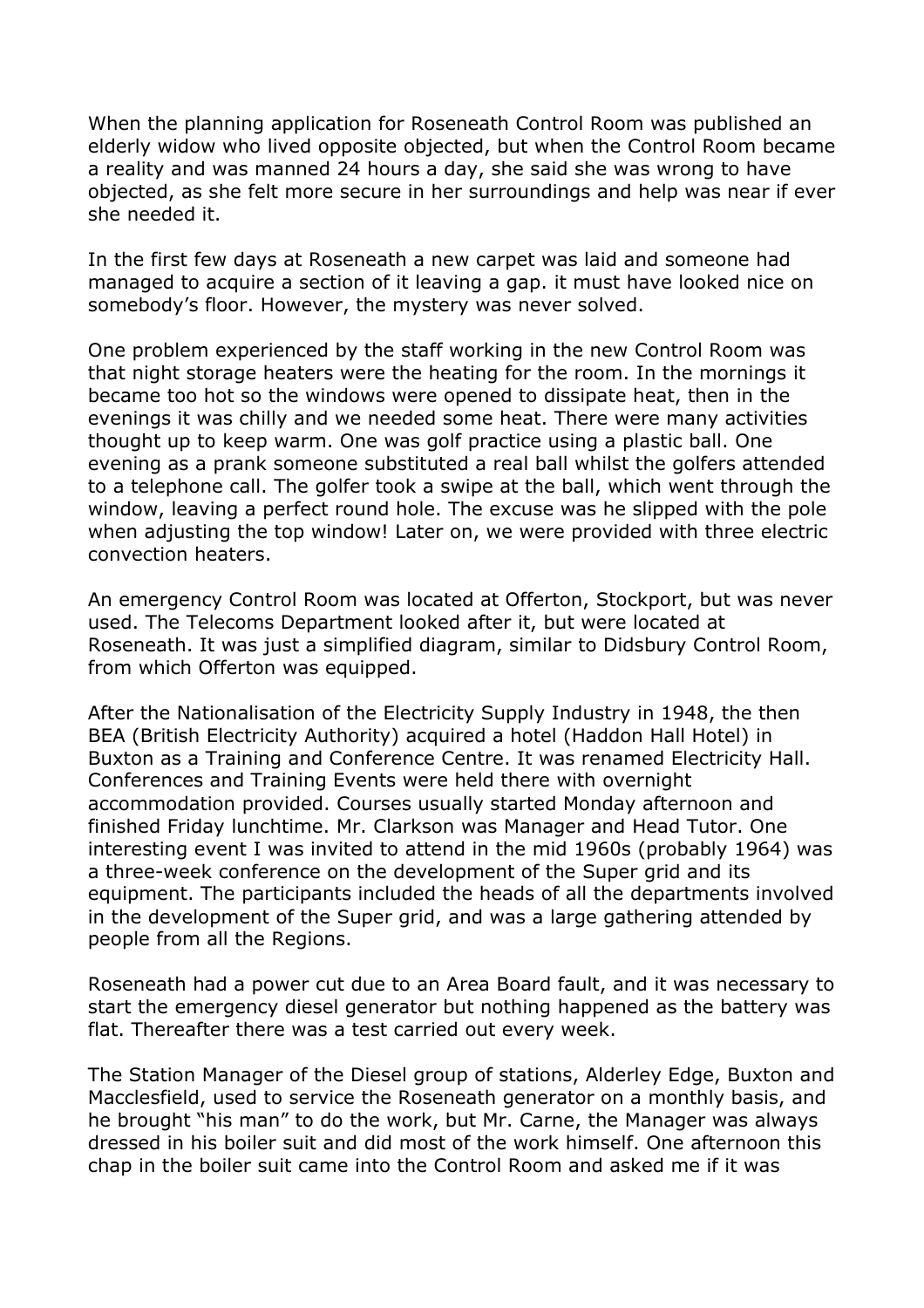When the planning application for Roseneath Control Room was published an elderly widow who lived opposite objected, but when the Control Room became a reality and was manned 24 hours a day, she said she was wrong to have objected, as she felt more secure in her surroundings and help was near if ever she needed it.

In the first few days at Roseneath a new carpet was laid and someone had managed to acquire a section of it leaving a gap. it must have looked nice on somebody's floor. However, the mystery was never solved.

One problem experienced by the staff working in the new Control Room was that night storage heaters were the heating for the room. In the mornings it became too hot so the windows were opened to dissipate heat, then in the evenings it was chilly and we needed some heat. There were many activities thought up to keep warm. One was golf practice using a plastic ball. One evening as a prank someone substituted a real ball whilst the golfers attended to a telephone call. The golfer took a swipe at the ball, which went through the window, leaving a perfect round hole. The excuse was he slipped with the pole when adjusting the top window! Later on, we were provided with three electric convection heaters.

An emergency Control Room was located at Offerton, Stockport, but was never used. The Telecoms Department looked after it, but were located at Roseneath. It was just a simplified diagram, similar to Didsbury Control Room, from which Offerton was equipped.

After the Nationalisation of the Electricity Supply Industry in 1948, the then BEA (British Electricity Authority) acquired a hotel (Haddon Hall Hotel) in Buxton as a Training and Conference Centre. It was renamed Electricity Hall. Conferences and Training Events were held there with overnight accommodation provided. Courses usually started Monday afternoon and finished Friday lunchtime. Mr. Clarkson was Manager and Head Tutor. One interesting event I was invited to attend in the mid 1960s (probably 1964) was a three-week conference on the development of the Super grid and its equipment. The participants included the heads of all the departments involved in the development of the Super grid, and was a large gathering attended by people from all the Regions.

Roseneath had a power cut due to an Area Board fault, and it was necessary to start the emergency diesel generator but nothing happened as the battery was flat. Thereafter there was a test carried out every week.

The Station Manager of the Diesel group of stations, Alderley Edge, Buxton and Macclesfield, used to service the Roseneath generator on a monthly basis, and he brought "his man" to do the work, but Mr. Carne, the Manager was always dressed in his boiler suit and did most of the work himself. One afternoon this chap in the boiler suit came into the Control Room and asked me if it was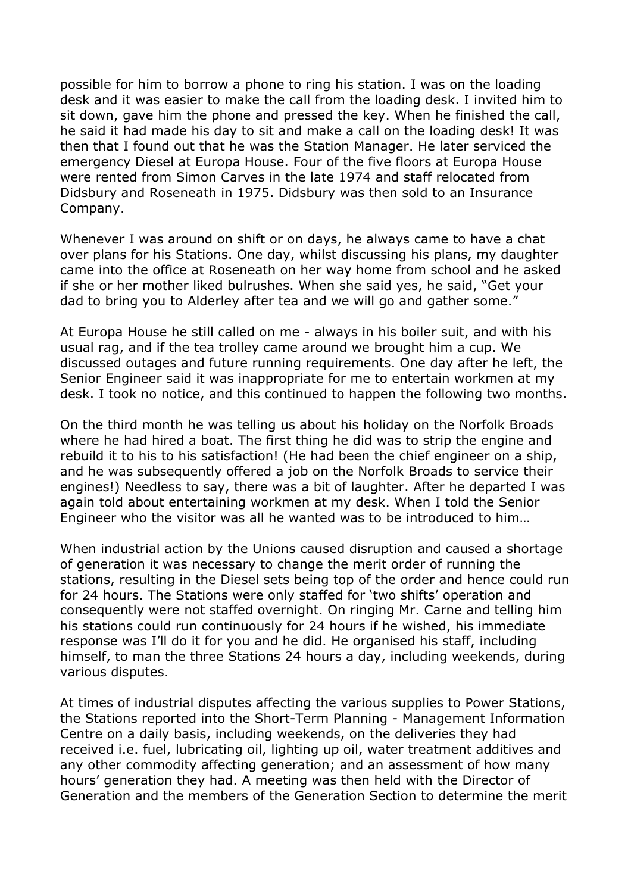possible for him to borrow a phone to ring his station. I was on the loading desk and it was easier to make the call from the loading desk. I invited him to sit down, gave him the phone and pressed the key. When he finished the call, he said it had made his day to sit and make a call on the loading desk! It was then that I found out that he was the Station Manager. He later serviced the emergency Diesel at Europa House. Four of the five floors at Europa House were rented from Simon Carves in the late 1974 and staff relocated from Didsbury and Roseneath in 1975. Didsbury was then sold to an Insurance Company.

Whenever I was around on shift or on days, he always came to have a chat over plans for his Stations. One day, whilst discussing his plans, my daughter came into the office at Roseneath on her way home from school and he asked if she or her mother liked bulrushes. When she said yes, he said, "Get your dad to bring you to Alderley after tea and we will go and gather some."

At Europa House he still called on me - always in his boiler suit, and with his usual rag, and if the tea trolley came around we brought him a cup. We discussed outages and future running requirements. One day after he left, the Senior Engineer said it was inappropriate for me to entertain workmen at my desk. I took no notice, and this continued to happen the following two months.

On the third month he was telling us about his holiday on the Norfolk Broads where he had hired a boat. The first thing he did was to strip the engine and rebuild it to his to his satisfaction! (He had been the chief engineer on a ship, and he was subsequently offered a job on the Norfolk Broads to service their engines!) Needless to say, there was a bit of laughter. After he departed I was again told about entertaining workmen at my desk. When I told the Senior Engineer who the visitor was all he wanted was to be introduced to him…

When industrial action by the Unions caused disruption and caused a shortage of generation it was necessary to change the merit order of running the stations, resulting in the Diesel sets being top of the order and hence could run for 24 hours. The Stations were only staffed for 'two shifts' operation and consequently were not staffed overnight. On ringing Mr. Carne and telling him his stations could run continuously for 24 hours if he wished, his immediate response was I'll do it for you and he did. He organised his staff, including himself, to man the three Stations 24 hours a day, including weekends, during various disputes.

At times of industrial disputes affecting the various supplies to Power Stations, the Stations reported into the Short-Term Planning - Management Information Centre on a daily basis, including weekends, on the deliveries they had received i.e. fuel, lubricating oil, lighting up oil, water treatment additives and any other commodity affecting generation; and an assessment of how many hours' generation they had. A meeting was then held with the Director of Generation and the members of the Generation Section to determine the merit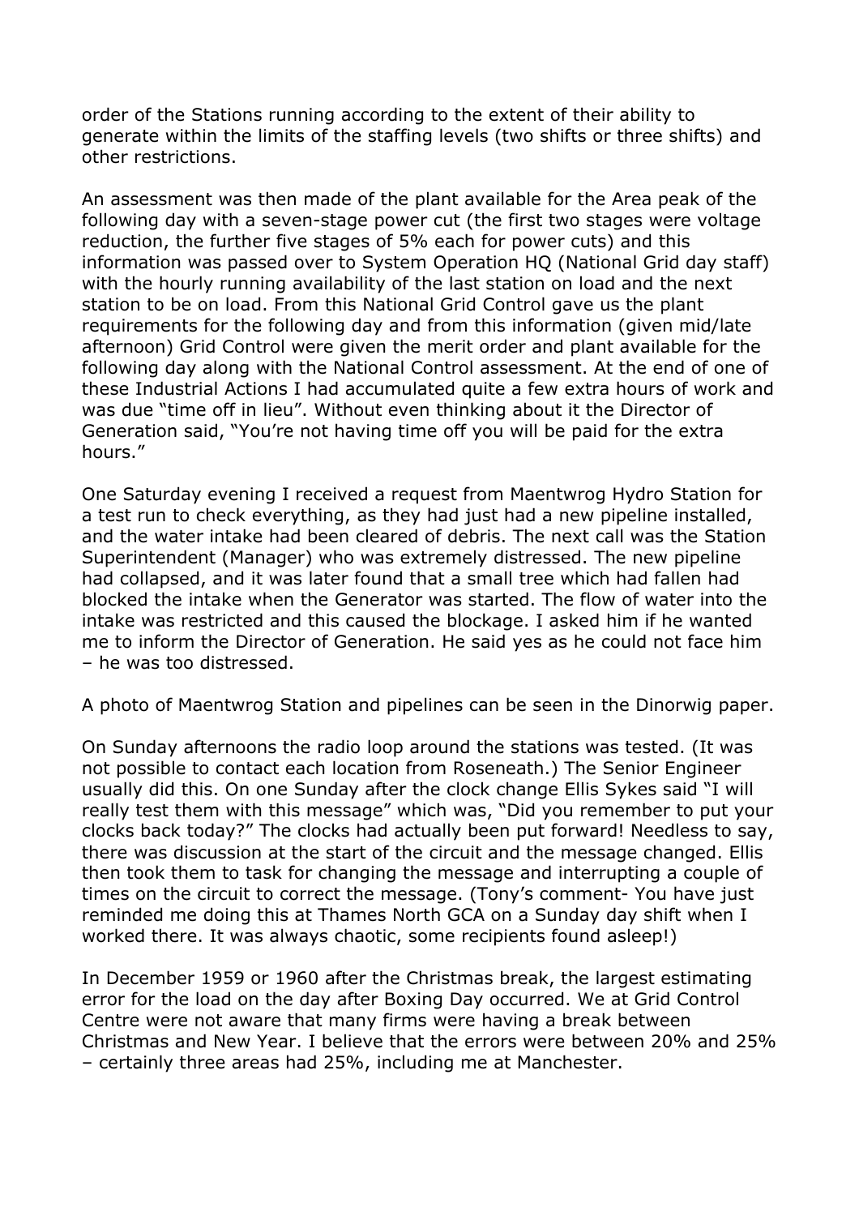order of the Stations running according to the extent of their ability to generate within the limits of the staffing levels (two shifts or three shifts) and other restrictions.

An assessment was then made of the plant available for the Area peak of the following day with a seven-stage power cut (the first two stages were voltage reduction, the further five stages of 5% each for power cuts) and this information was passed over to System Operation HQ (National Grid day staff) with the hourly running availability of the last station on load and the next station to be on load. From this National Grid Control gave us the plant requirements for the following day and from this information (given mid/late afternoon) Grid Control were given the merit order and plant available for the following day along with the National Control assessment. At the end of one of these Industrial Actions I had accumulated quite a few extra hours of work and was due "time off in lieu". Without even thinking about it the Director of Generation said, "You're not having time off you will be paid for the extra hours."

One Saturday evening I received a request from Maentwrog Hydro Station for a test run to check everything, as they had just had a new pipeline installed, and the water intake had been cleared of debris. The next call was the Station Superintendent (Manager) who was extremely distressed. The new pipeline had collapsed, and it was later found that a small tree which had fallen had blocked the intake when the Generator was started. The flow of water into the intake was restricted and this caused the blockage. I asked him if he wanted me to inform the Director of Generation. He said yes as he could not face him – he was too distressed.

A photo of Maentwrog Station and pipelines can be seen in the Dinorwig paper.

On Sunday afternoons the radio loop around the stations was tested. (It was not possible to contact each location from Roseneath.) The Senior Engineer usually did this. On one Sunday after the clock change Ellis Sykes said "I will really test them with this message" which was, "Did you remember to put your clocks back today?" The clocks had actually been put forward! Needless to say, there was discussion at the start of the circuit and the message changed. Ellis then took them to task for changing the message and interrupting a couple of times on the circuit to correct the message. (Tony's comment- You have just reminded me doing this at Thames North GCA on a Sunday day shift when I worked there. It was always chaotic, some recipients found asleep!)

In December 1959 or 1960 after the Christmas break, the largest estimating error for the load on the day after Boxing Day occurred. We at Grid Control Centre were not aware that many firms were having a break between Christmas and New Year. I believe that the errors were between 20% and 25% – certainly three areas had 25%, including me at Manchester.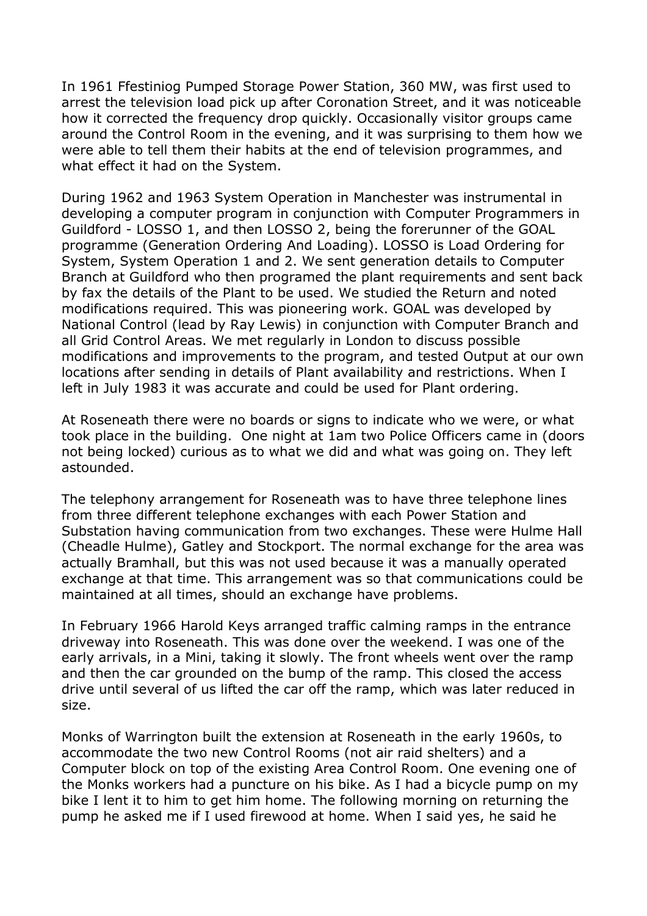In 1961 Ffestiniog Pumped Storage Power Station, 360 MW, was first used to arrest the television load pick up after Coronation Street, and it was noticeable how it corrected the frequency drop quickly. Occasionally visitor groups came around the Control Room in the evening, and it was surprising to them how we were able to tell them their habits at the end of television programmes, and what effect it had on the System.

During 1962 and 1963 System Operation in Manchester was instrumental in developing a computer program in conjunction with Computer Programmers in Guildford - LOSSO 1, and then LOSSO 2, being the forerunner of the GOAL programme (Generation Ordering And Loading). LOSSO is Load Ordering for System, System Operation 1 and 2. We sent generation details to Computer Branch at Guildford who then programed the plant requirements and sent back by fax the details of the Plant to be used. We studied the Return and noted modifications required. This was pioneering work. GOAL was developed by National Control (lead by Ray Lewis) in conjunction with Computer Branch and all Grid Control Areas. We met regularly in London to discuss possible modifications and improvements to the program, and tested Output at our own locations after sending in details of Plant availability and restrictions. When I left in July 1983 it was accurate and could be used for Plant ordering.

At Roseneath there were no boards or signs to indicate who we were, or what took place in the building.  One night at 1am two Police Officers came in (doors not being locked) curious as to what we did and what was going on. They left astounded.

The telephony arrangement for Roseneath was to have three telephone lines from three different telephone exchanges with each Power Station and Substation having communication from two exchanges. These were Hulme Hall (Cheadle Hulme), Gatley and Stockport. The normal exchange for the area was actually Bramhall, but this was not used because it was a manually operated exchange at that time. This arrangement was so that communications could be maintained at all times, should an exchange have problems.

In February 1966 Harold Keys arranged traffic calming ramps in the entrance driveway into Roseneath. This was done over the weekend. I was one of the early arrivals, in a Mini, taking it slowly. The front wheels went over the ramp and then the car grounded on the bump of the ramp. This closed the access drive until several of us lifted the car off the ramp, which was later reduced in size.

Monks of Warrington built the extension at Roseneath in the early 1960s, to accommodate the two new Control Rooms (not air raid shelters) and a Computer block on top of the existing Area Control Room. One evening one of the Monks workers had a puncture on his bike. As I had a bicycle pump on my bike I lent it to him to get him home. The following morning on returning the pump he asked me if I used firewood at home. When I said yes, he said he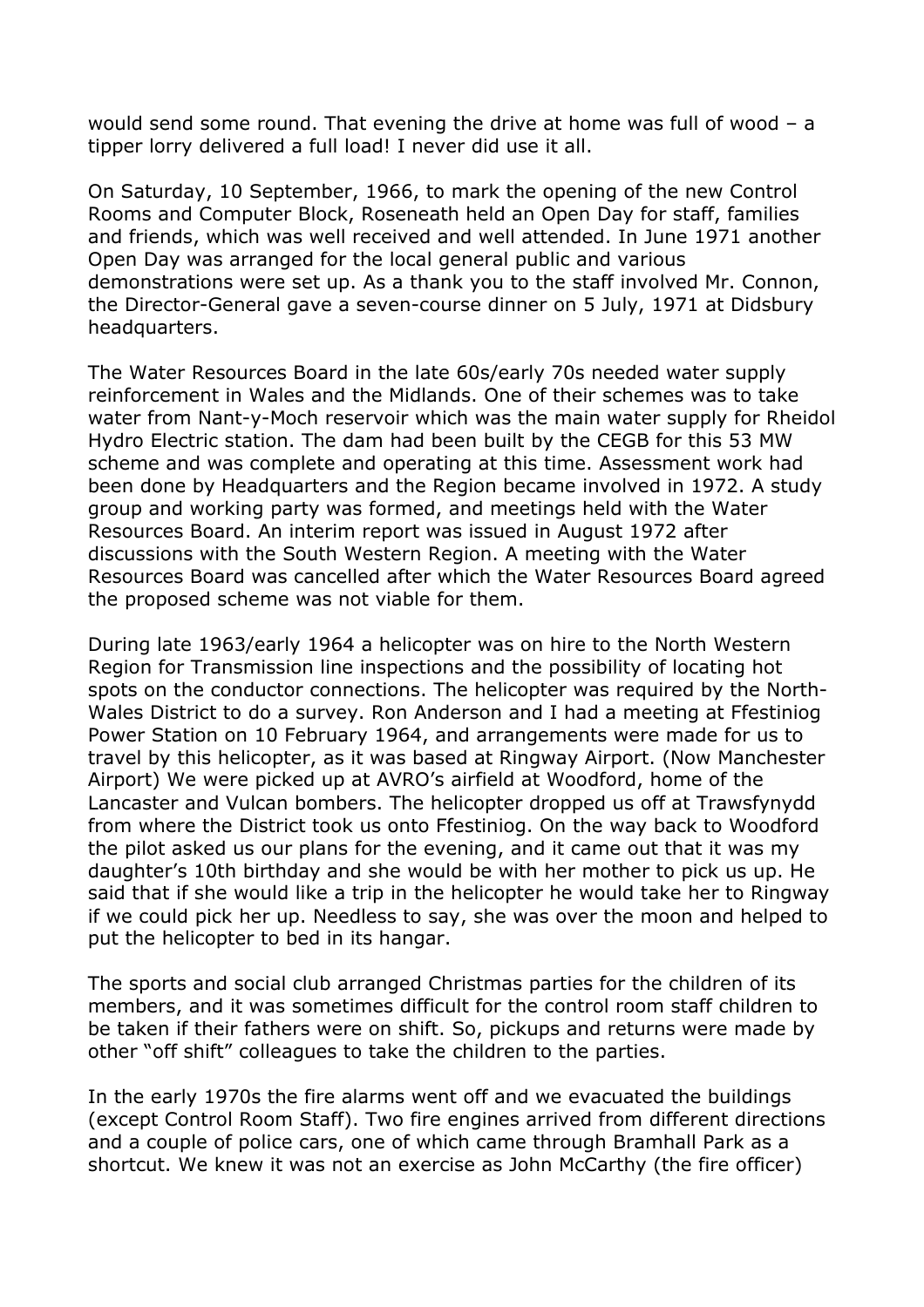would send some round. That evening the drive at home was full of wood – a tipper lorry delivered a full load! I never did use it all.

On Saturday, 10 September, 1966, to mark the opening of the new Control Rooms and Computer Block, Roseneath held an Open Day for staff, families and friends, which was well received and well attended. In June 1971 another Open Day was arranged for the local general public and various demonstrations were set up. As a thank you to the staff involved Mr. Connon, the Director-General gave a seven-course dinner on 5 July, 1971 at Didsbury headquarters.

The Water Resources Board in the late 60s/early 70s needed water supply reinforcement in Wales and the Midlands. One of their schemes was to take water from Nant-y-Moch reservoir which was the main water supply for Rheidol Hydro Electric station. The dam had been built by the CEGB for this 53 MW scheme and was complete and operating at this time. Assessment work had been done by Headquarters and the Region became involved in 1972. A study group and working party was formed, and meetings held with the Water Resources Board. An interim report was issued in August 1972 after discussions with the South Western Region. A meeting with the Water Resources Board was cancelled after which the Water Resources Board agreed the proposed scheme was not viable for them.

During late 1963/early 1964 a helicopter was on hire to the North Western Region for Transmission line inspections and the possibility of locating hot spots on the conductor connections. The helicopter was required by the North-Wales District to do a survey. Ron Anderson and I had a meeting at Ffestiniog Power Station on 10 February 1964, and arrangements were made for us to travel by this helicopter, as it was based at Ringway Airport. (Now Manchester Airport) We were picked up at AVRO's airfield at Woodford, home of the Lancaster and Vulcan bombers. The helicopter dropped us off at Trawsfynydd from where the District took us onto Ffestiniog. On the way back to Woodford the pilot asked us our plans for the evening, and it came out that it was my daughter's 10th birthday and she would be with her mother to pick us up. He said that if she would like a trip in the helicopter he would take her to Ringway if we could pick her up. Needless to say, she was over the moon and helped to put the helicopter to bed in its hangar.

The sports and social club arranged Christmas parties for the children of its members, and it was sometimes difficult for the control room staff children to be taken if their fathers were on shift. So, pickups and returns were made by other "off shift" colleagues to take the children to the parties.

In the early 1970s the fire alarms went off and we evacuated the buildings (except Control Room Staff). Two fire engines arrived from different directions and a couple of police cars, one of which came through Bramhall Park as a shortcut. We knew it was not an exercise as John McCarthy (the fire officer)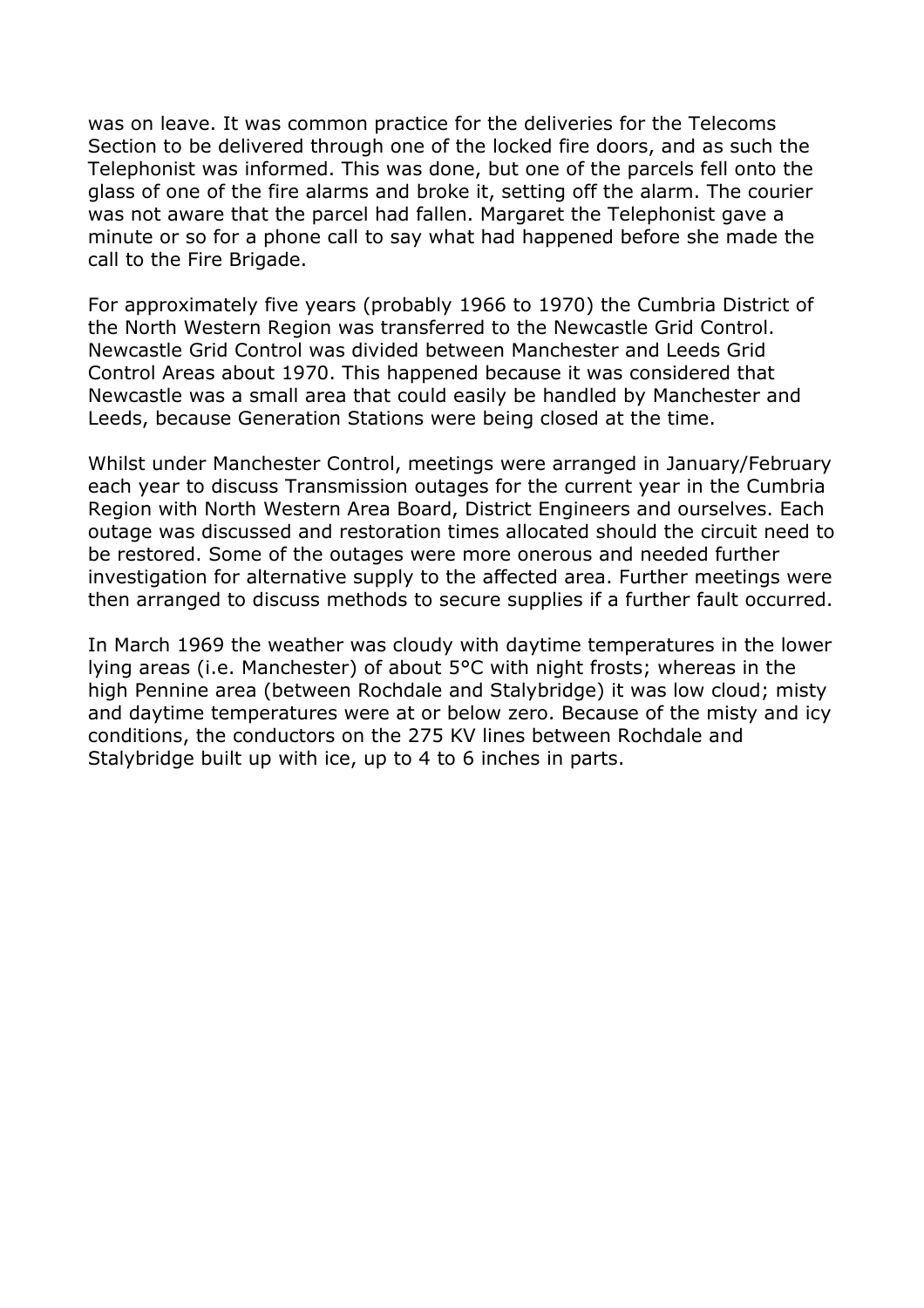was on leave. It was common practice for the deliveries for the Telecoms Section to be delivered through one of the locked fire doors, and as such the Telephonist was informed. This was done, but one of the parcels fell onto the glass of one of the fire alarms and broke it, setting off the alarm. The courier was not aware that the parcel had fallen. Margaret the Telephonist gave a minute or so for a phone call to say what had happened before she made the call to the Fire Brigade.

For approximately five years (probably 1966 to 1970) the Cumbria District of the North Western Region was transferred to the Newcastle Grid Control. Newcastle Grid Control was divided between Manchester and Leeds Grid Control Areas about 1970. This happened because it was considered that Newcastle was a small area that could easily be handled by Manchester and Leeds, because Generation Stations were being closed at the time.

Whilst under Manchester Control, meetings were arranged in January/February each year to discuss Transmission outages for the current year in the Cumbria Region with North Western Area Board, District Engineers and ourselves. Each outage was discussed and restoration times allocated should the circuit need to be restored. Some of the outages were more onerous and needed further investigation for alternative supply to the affected area. Further meetings were then arranged to discuss methods to secure supplies if a further fault occurred.

In March 1969 the weather was cloudy with daytime temperatures in the lower lying areas (i.e. Manchester) of about 5°C with night frosts; whereas in the high Pennine area (between Rochdale and Stalybridge) it was low cloud; misty and daytime temperatures were at or below zero. Because of the misty and icy conditions, the conductors on the 275 KV lines between Rochdale and Stalybridge built up with ice, up to 4 to 6 inches in parts.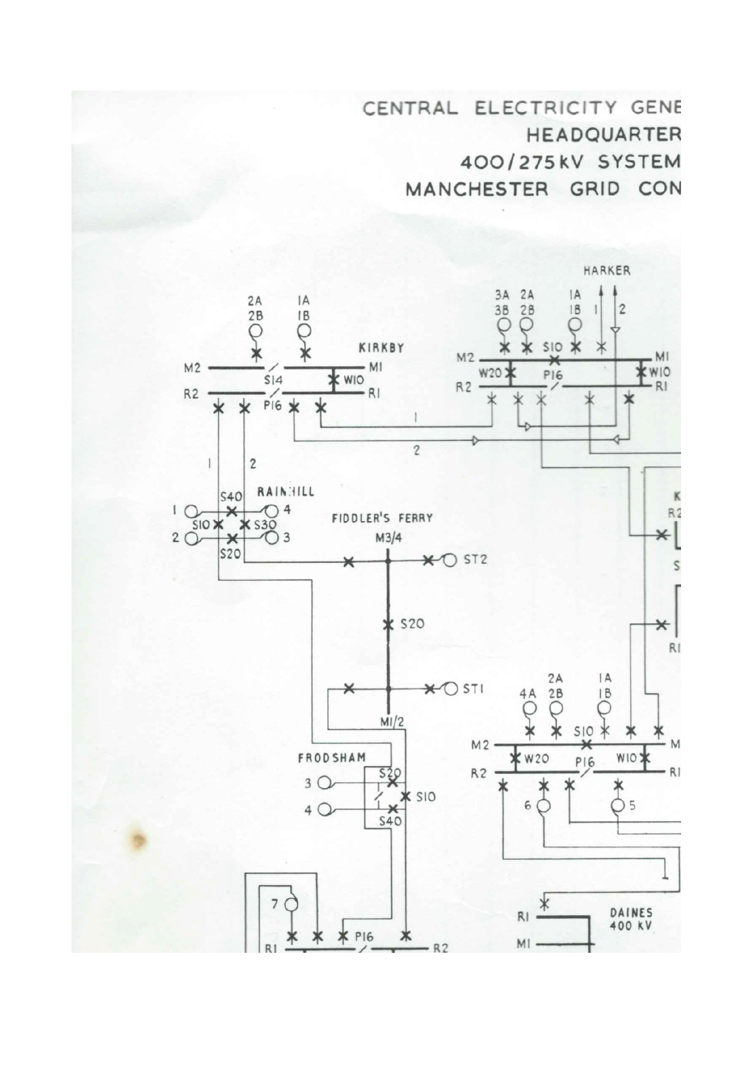CENTRAL ELECTRICITY GENE

HEADQUARTER

400/275kV SYSTEM

MANCHESTER GRID CON

HARKER

KIRKBY

RAINHILL

FIDDLER'S FERRY

M3/4

ST2

S20

ST1

M1/2

FRODSHAM

DAINES 400 kV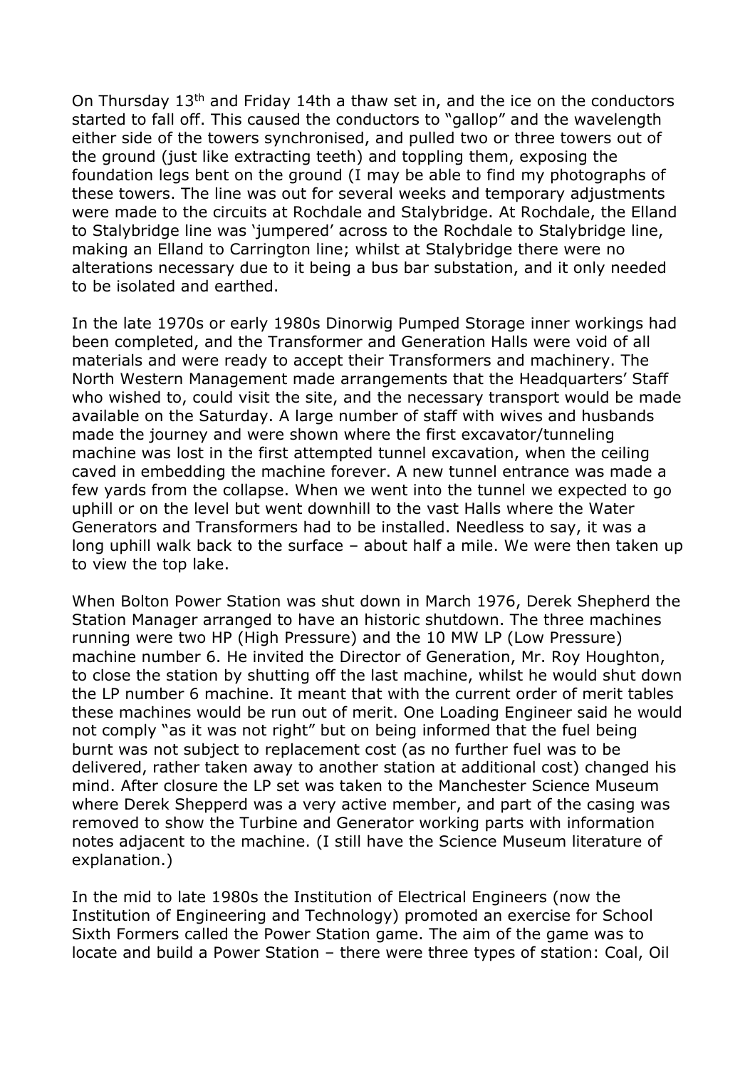On Thursday 13th and Friday 14th a thaw set in, and the ice on the conductors started to fall off. This caused the conductors to "gallop" and the wavelength either side of the towers synchronised, and pulled two or three towers out of the ground (just like extracting teeth) and toppling them, exposing the foundation legs bent on the ground (I may be able to find my photographs of these towers. The line was out for several weeks and temporary adjustments were made to the circuits at Rochdale and Stalybridge. At Rochdale, the Elland to Stalybridge line was 'jumpered' across to the Rochdale to Stalybridge line, making an Elland to Carrington line; whilst at Stalybridge there were no alterations necessary due to it being a bus bar substation, and it only needed to be isolated and earthed.

In the late 1970s or early 1980s Dinorwig Pumped Storage inner workings had been completed, and the Transformer and Generation Halls were void of all materials and were ready to accept their Transformers and machinery. The North Western Management made arrangements that the Headquarters' Staff who wished to, could visit the site, and the necessary transport would be made available on the Saturday. A large number of staff with wives and husbands made the journey and were shown where the first excavator/tunneling machine was lost in the first attempted tunnel excavation, when the ceiling caved in embedding the machine forever. A new tunnel entrance was made a few yards from the collapse. When we went into the tunnel we expected to go uphill or on the level but went downhill to the vast Halls where the Water Generators and Transformers had to be installed. Needless to say, it was a long uphill walk back to the surface – about half a mile. We were then taken up to view the top lake.

When Bolton Power Station was shut down in March 1976, Derek Shepherd the Station Manager arranged to have an historic shutdown. The three machines running were two HP (High Pressure) and the 10 MW LP (Low Pressure) machine number 6. He invited the Director of Generation, Mr. Roy Houghton, to close the station by shutting off the last machine, whilst he would shut down the LP number 6 machine. It meant that with the current order of merit tables these machines would be run out of merit. One Loading Engineer said he would not comply "as it was not right" but on being informed that the fuel being burnt was not subject to replacement cost (as no further fuel was to be delivered, rather taken away to another station at additional cost) changed his mind. After closure the LP set was taken to the Manchester Science Museum where Derek Shepperd was a very active member, and part of the casing was removed to show the Turbine and Generator working parts with information notes adjacent to the machine. (I still have the Science Museum literature of explanation.)

In the mid to late 1980s the Institution of Electrical Engineers (now the Institution of Engineering and Technology) promoted an exercise for School Sixth Formers called the Power Station game. The aim of the game was to locate and build a Power Station – there were three types of station: Coal, Oil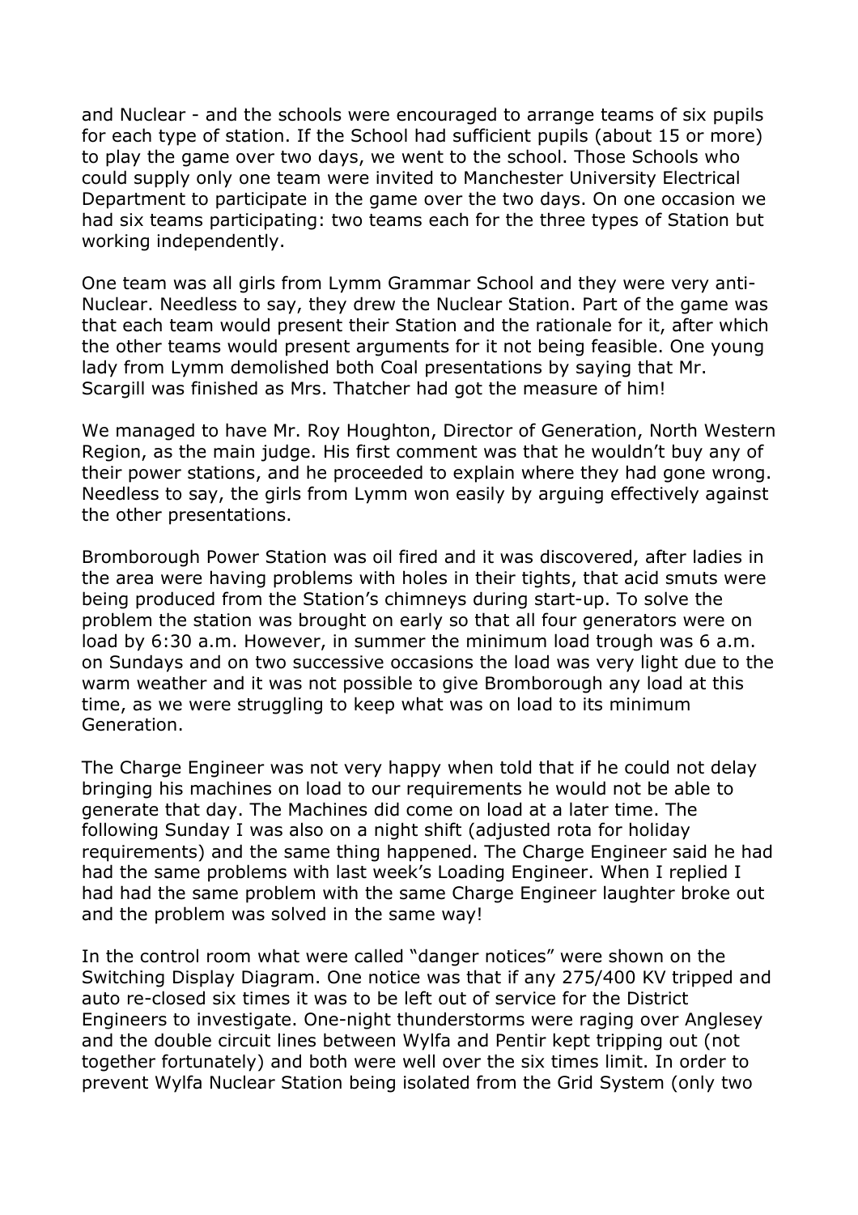and Nuclear - and the schools were encouraged to arrange teams of six pupils for each type of station. If the School had sufficient pupils (about 15 or more) to play the game over two days, we went to the school. Those Schools who could supply only one team were invited to Manchester University Electrical Department to participate in the game over the two days. On one occasion we had six teams participating: two teams each for the three types of Station but working independently.

One team was all girls from Lymm Grammar School and they were very anti-Nuclear. Needless to say, they drew the Nuclear Station. Part of the game was that each team would present their Station and the rationale for it, after which the other teams would present arguments for it not being feasible. One young lady from Lymm demolished both Coal presentations by saying that Mr. Scargill was finished as Mrs. Thatcher had got the measure of him!

We managed to have Mr. Roy Houghton, Director of Generation, North Western Region, as the main judge. His first comment was that he wouldn't buy any of their power stations, and he proceeded to explain where they had gone wrong. Needless to say, the girls from Lymm won easily by arguing effectively against the other presentations.

Bromborough Power Station was oil fired and it was discovered, after ladies in the area were having problems with holes in their tights, that acid smuts were being produced from the Station's chimneys during start-up. To solve the problem the station was brought on early so that all four generators were on load by 6:30 a.m. However, in summer the minimum load trough was 6 a.m. on Sundays and on two successive occasions the load was very light due to the warm weather and it was not possible to give Bromborough any load at this time, as we were struggling to keep what was on load to its minimum Generation.

The Charge Engineer was not very happy when told that if he could not delay bringing his machines on load to our requirements he would not be able to generate that day. The Machines did come on load at a later time. The following Sunday I was also on a night shift (adjusted rota for holiday requirements) and the same thing happened. The Charge Engineer said he had had the same problems with last week's Loading Engineer. When I replied I had had the same problem with the same Charge Engineer laughter broke out and the problem was solved in the same way!

In the control room what were called "danger notices" were shown on the Switching Display Diagram. One notice was that if any 275/400 KV tripped and auto re-closed six times it was to be left out of service for the District Engineers to investigate. One-night thunderstorms were raging over Anglesey and the double circuit lines between Wylfa and Pentir kept tripping out (not together fortunately) and both were well over the six times limit. In order to prevent Wylfa Nuclear Station being isolated from the Grid System (only two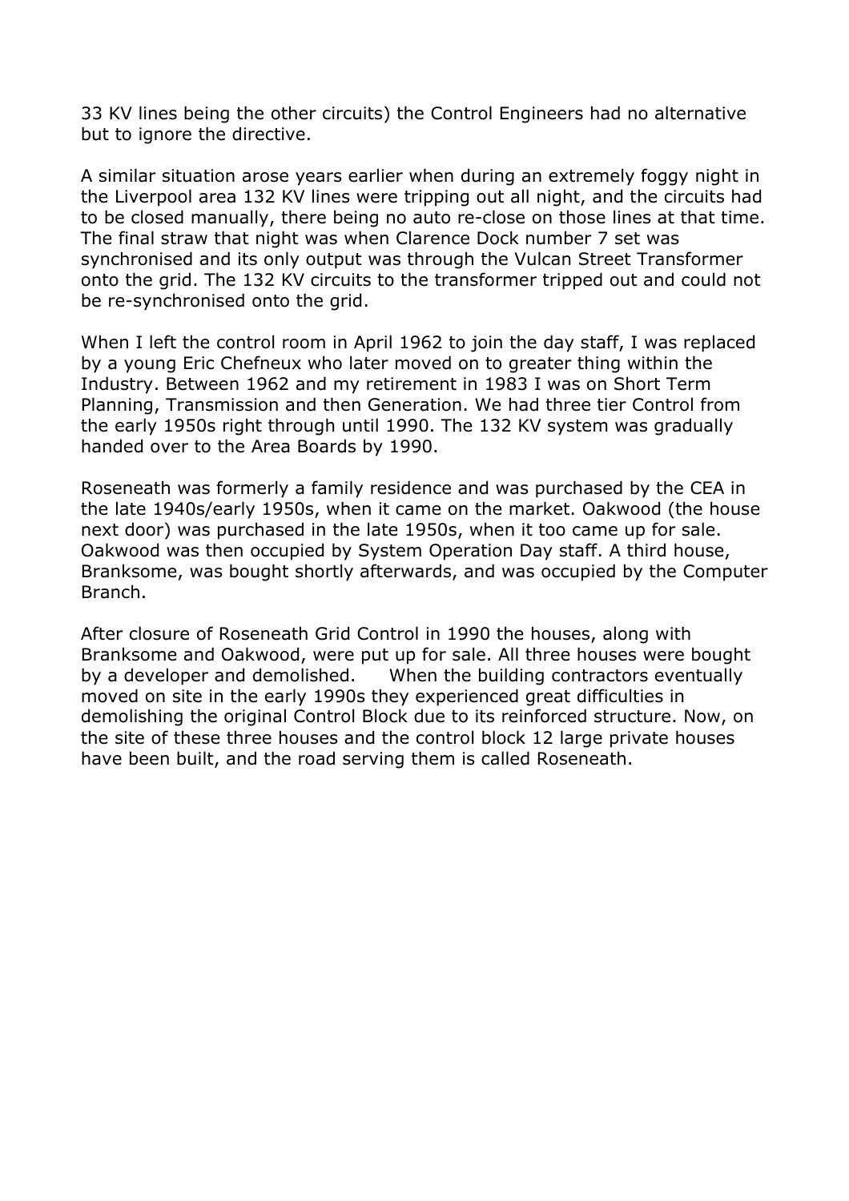33 KV lines being the other circuits) the Control Engineers had no alternative but to ignore the directive.

A similar situation arose years earlier when during an extremely foggy night in the Liverpool area 132 KV lines were tripping out all night, and the circuits had to be closed manually, there being no auto re-close on those lines at that time. The final straw that night was when Clarence Dock number 7 set was synchronised and its only output was through the Vulcan Street Transformer onto the grid. The 132 KV circuits to the transformer tripped out and could not be re-synchronised onto the grid.

When I left the control room in April 1962 to join the day staff, I was replaced by a young Eric Chefneux who later moved on to greater thing within the Industry. Between 1962 and my retirement in 1983 I was on Short Term Planning, Transmission and then Generation. We had three tier Control from the early 1950s right through until 1990. The 132 KV system was gradually handed over to the Area Boards by 1990.

Roseneath was formerly a family residence and was purchased by the CEA in the late 1940s/early 1950s, when it came on the market. Oakwood (the house next door) was purchased in the late 1950s, when it too came up for sale. Oakwood was then occupied by System Operation Day staff. A third house, Branksome, was bought shortly afterwards, and was occupied by the Computer Branch.

After closure of Roseneath Grid Control in 1990 the houses, along with Branksome and Oakwood, were put up for sale. All three houses were bought by a developer and demolished. When the building contractors eventually moved on site in the early 1990s they experienced great difficulties in demolishing the original Control Block due to its reinforced structure. Now, on the site of these three houses and the control block 12 large private houses have been built, and the road serving them is called Roseneath.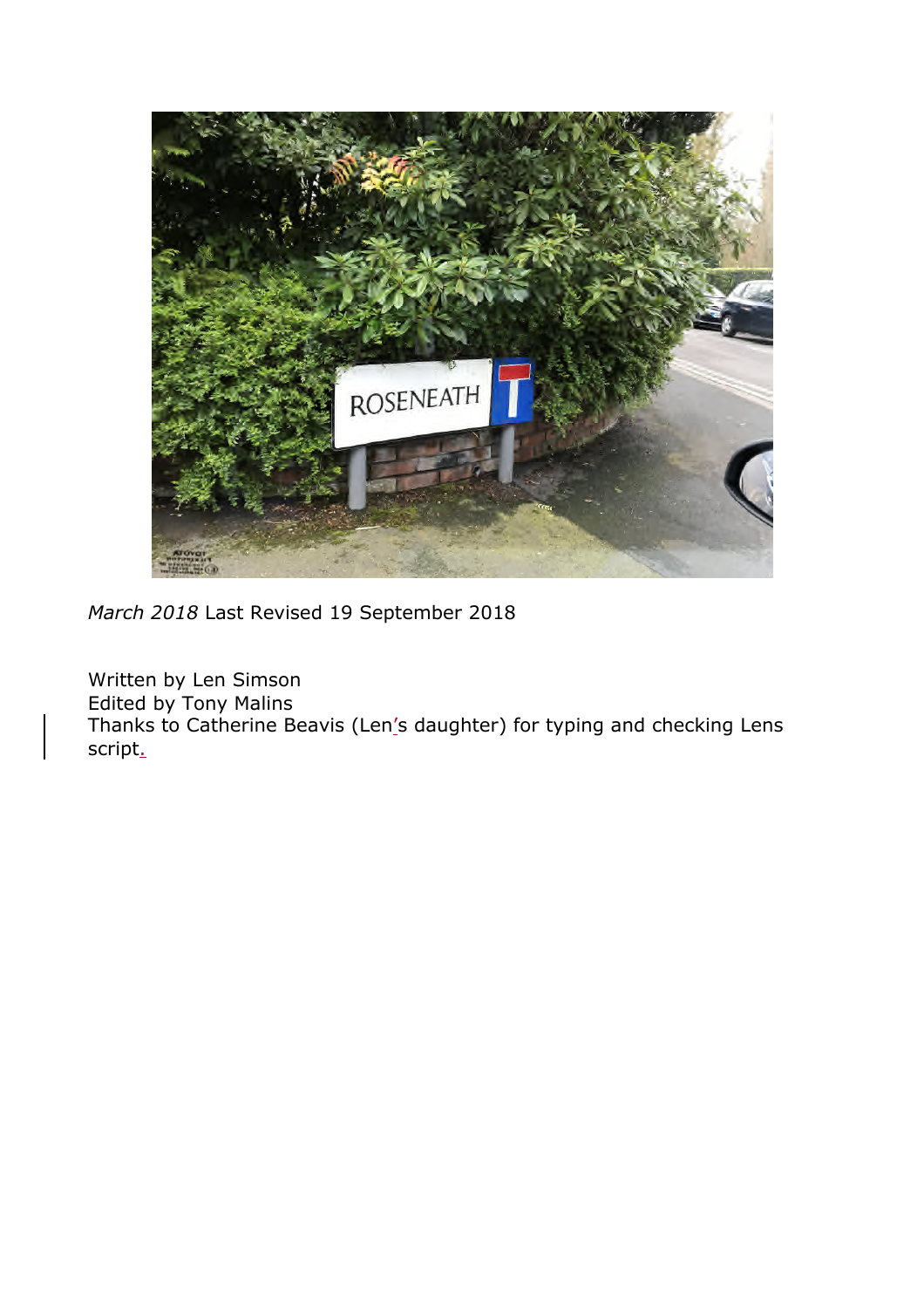*March 2018* Last Revised 19 September 2018

Written by Len Simson
Edited by Tony Malins
Thanks to Catherine Beavis (Len's daughter) for typing and checking Lens script.